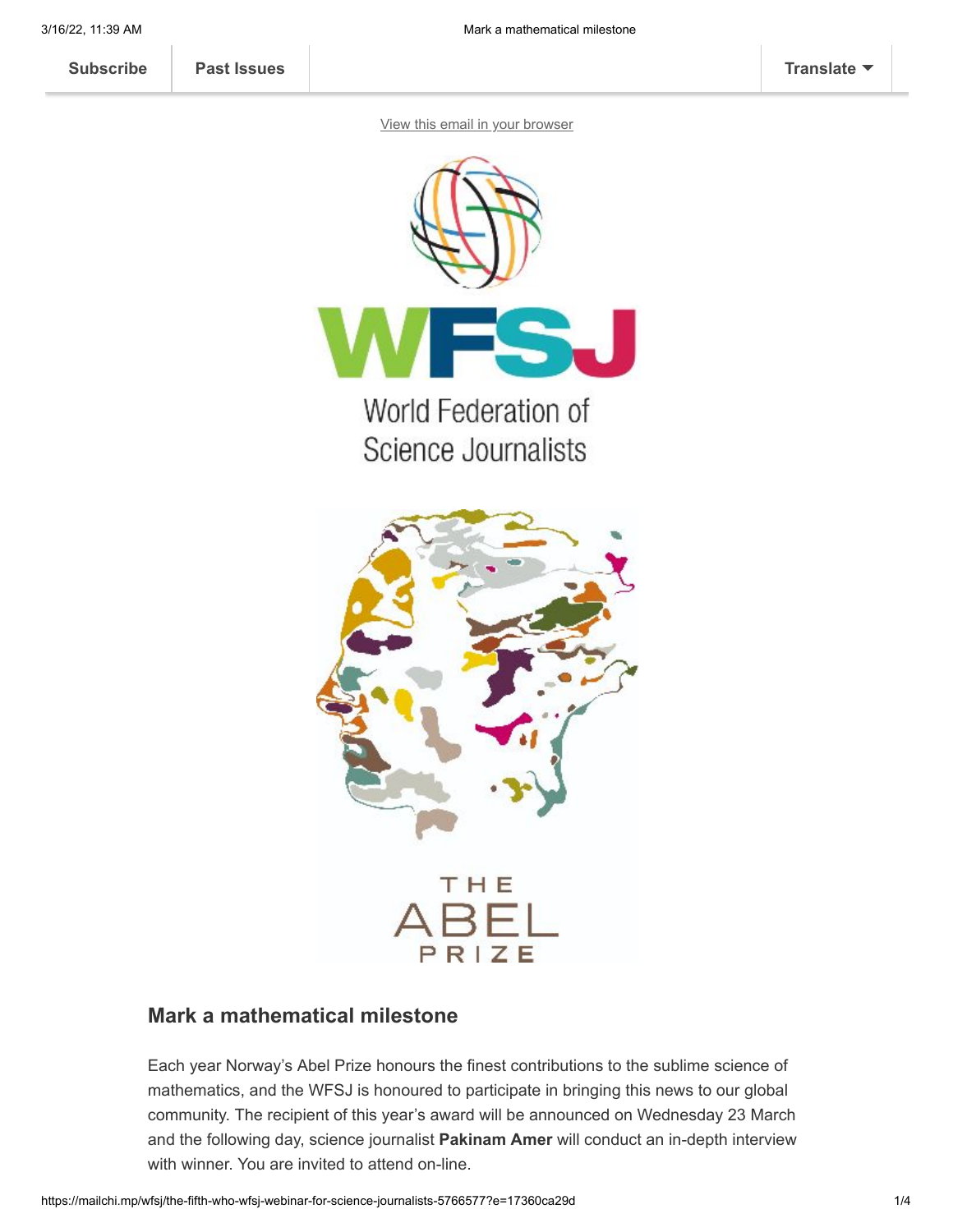Subscribe | Past Issues | Translate

View this email in your browser

WFSJ

World Federation of Science Journalists

THE ABEL PRIZE

## Mark a mathematical milestone

Each year Norway's Abel Prize honours the finest contributions to the sublime science of mathematics, and the WFSJ is honoured to participate in bringing this news to our global community. The recipient of this year's award will be announced on Wednesday 23 March and the following day, science journalist **Pakinam Amer** will conduct an in-depth interview with winner. You are invited to attend on-line.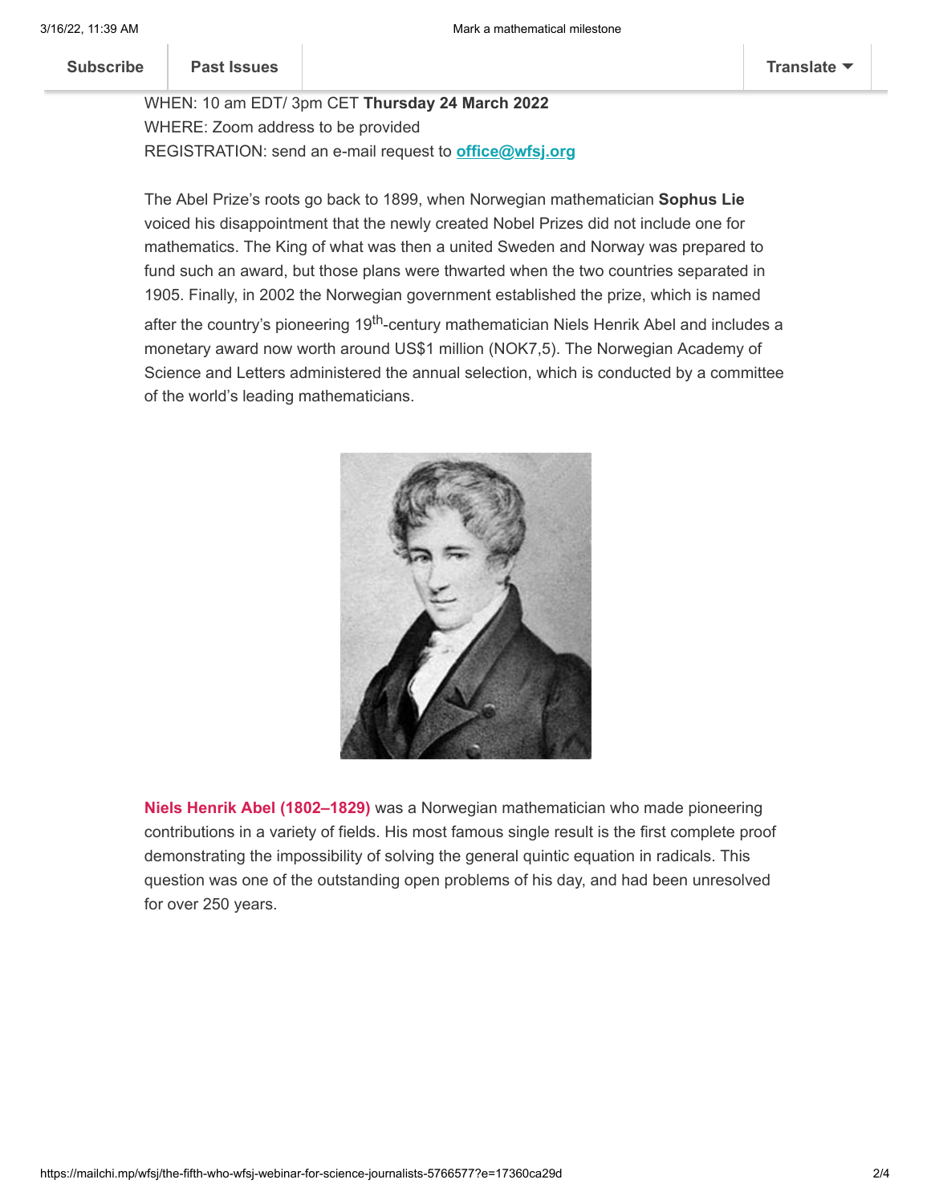WHEN: 10 am EDT/ 3pm CET **Thursday 24 March 2022**
WHERE: Zoom address to be provided
REGISTRATION: send an e-mail request to **office@wfsj.org**

The Abel Prize's roots go back to 1899, when Norwegian mathematician **Sophus Lie** voiced his disappointment that the newly created Nobel Prizes did not include one for mathematics. The King of what was then a united Sweden and Norway was prepared to fund such an award, but those plans were thwarted when the two countries separated in 1905. Finally, in 2002 the Norwegian government established the prize, which is named after the country's pioneering 19th-century mathematician Niels Henrik Abel and includes a monetary award now worth around US$1 million (NOK7,5). The Norwegian Academy of Science and Letters administered the annual selection, which is conducted by a committee of the world's leading mathematicians.

**Niels Henrik Abel (1802–1829)** was a Norwegian mathematician who made pioneering contributions in a variety of fields. His most famous single result is the first complete proof demonstrating the impossibility of solving the general quintic equation in radicals. This question was one of the outstanding open problems of his day, and had been unresolved for over 250 years.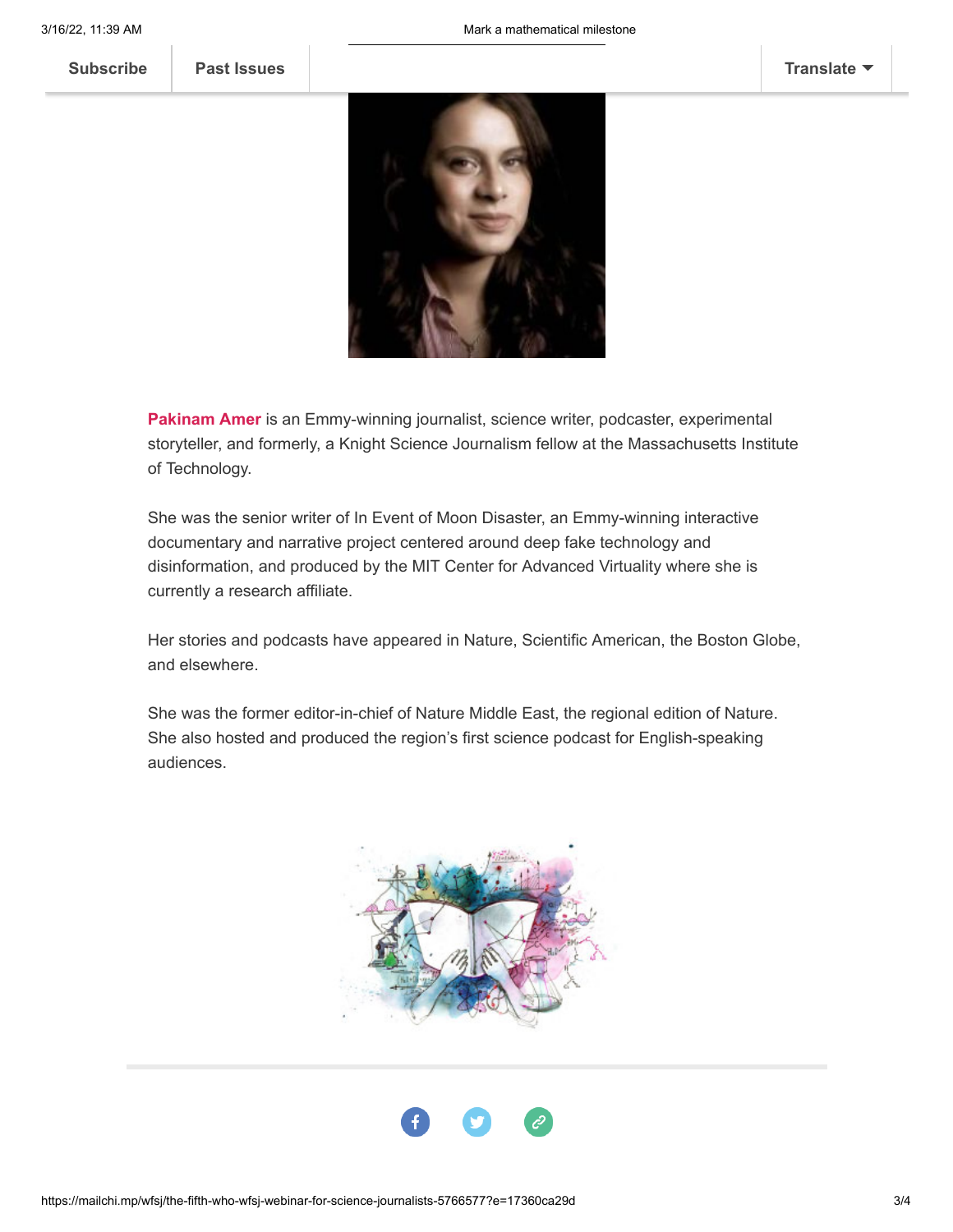**Pakinam Amer** is an Emmy-winning journalist, science writer, podcaster, experimental storyteller, and formerly, a Knight Science Journalism fellow at the Massachusetts Institute of Technology.

She was the senior writer of In Event of Moon Disaster, an Emmy-winning interactive documentary and narrative project centered around deep fake technology and disinformation, and produced by the MIT Center for Advanced Virtuality where she is currently a research affiliate.

Her stories and podcasts have appeared in Nature, Scientific American, the Boston Globe, and elsewhere.

She was the former editor-in-chief of Nature Middle East, the regional edition of Nature. She also hosted and produced the region's first science podcast for English-speaking audiences.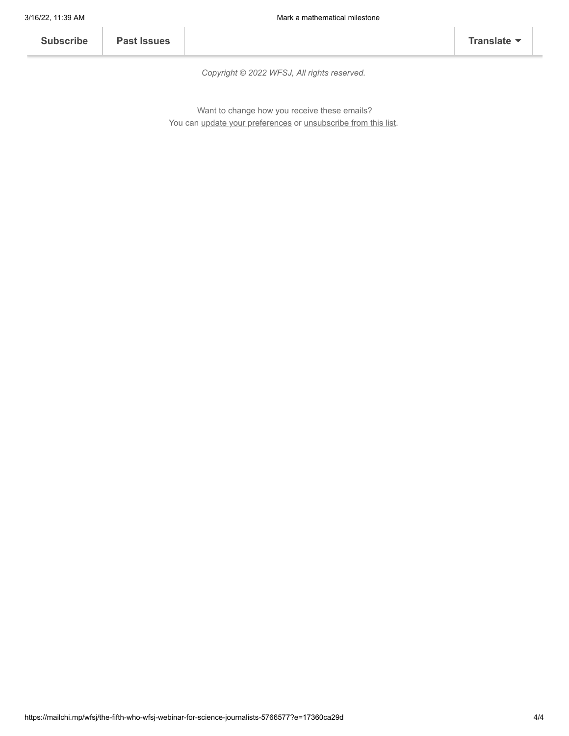Subscribe | Past Issues | Translate ▼

*Copyright © 2022 WFSJ, All rights reserved.*

Want to change how you receive these emails?
You can update your preferences or unsubscribe from this list.